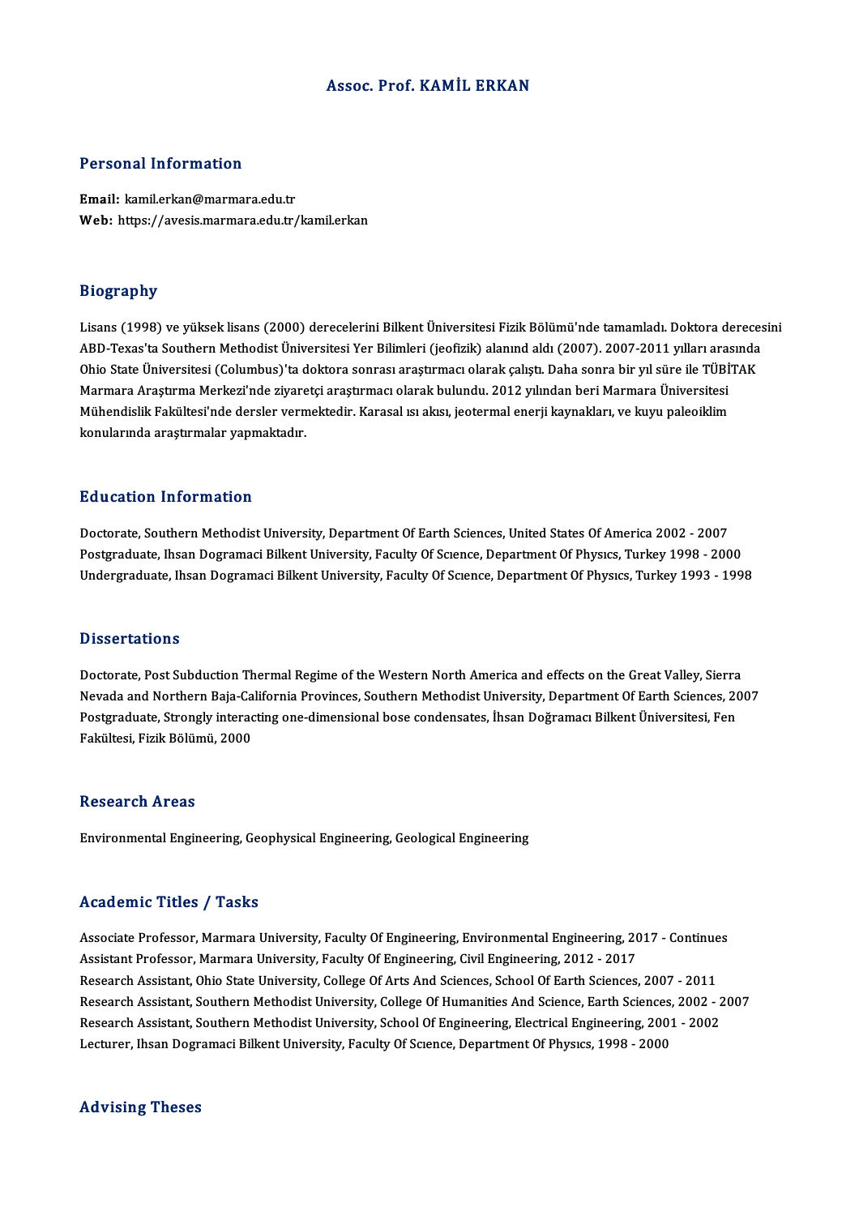# Assoc. Prof. KAMİL ERKAN

## Personal Information

**Email:** kamil.erkan@marmara.edu.tr
**Web:** https://avesis.marmara.edu.tr/kamil.erkan

## Biography

Lisans (1998) ve yüksek lisans (2000) derecelerini Bilkent Üniversitesi Fizik Bölümü'nde tamamladı. Doktora derecesini ABD-Texas'ta Southern Methodist Üniversitesi Yer Bilimleri (jeofizik) alanınd aldı (2007). 2007-2011 yılları arasında Ohio State Üniversitesi (Columbus)'ta doktora sonrası araştırmacı olarak çalıştı. Daha sonra bir yıl süre ile TÜBİTAK Marmara Araştırma Merkezi'nde ziyaretçi araştırmacı olarak bulundu. 2012 yılından beri Marmara Üniversitesi Mühendislik Fakültesi'nde dersler vermektedir. Karasal ısı akısı, jeotermal enerji kaynakları, ve kuyu paleoiklim konularında araştırmalar yapmaktadır.

## Education Information

Doctorate, Southern Methodist University, Department Of Earth Sciences, United States Of America 2002 - 2007
Postgraduate, Ihsan Dogramaci Bilkent University, Faculty Of Scıence, Department Of Physıcs, Turkey 1998 - 2000
Undergraduate, Ihsan Dogramaci Bilkent University, Faculty Of Scıence, Department Of Physıcs, Turkey 1993 - 1998

## Dissertations

Doctorate, Post Subduction Thermal Regime of the Western North America and effects on the Great Valley, Sierra Nevada and Northern Baja-California Provinces, Southern Methodist University, Department Of Earth Sciences, 2007
Postgraduate, Strongly interacting one-dimensional bose condensates, İhsan Doğramacı Bilkent Üniversitesi, Fen Fakültesi, Fizik Bölümü, 2000

## Research Areas

Environmental Engineering, Geophysical Engineering, Geological Engineering

## Academic Titles / Tasks

Associate Professor, Marmara University, Faculty Of Engineering, Environmental Engineering, 2017 - Continues
Assistant Professor, Marmara University, Faculty Of Engineering, Civil Engineering, 2012 - 2017
Research Assistant, Ohio State University, College Of Arts And Sciences, School Of Earth Sciences, 2007 - 2011
Research Assistant, Southern Methodist University, College Of Humanities And Science, Earth Sciences, 2002 - 2007
Research Assistant, Southern Methodist University, School Of Engineering, Electrical Engineering, 2001 - 2002
Lecturer, Ihsan Dogramaci Bilkent University, Faculty Of Scıence, Department Of Physıcs, 1998 - 2000

## Advising Theses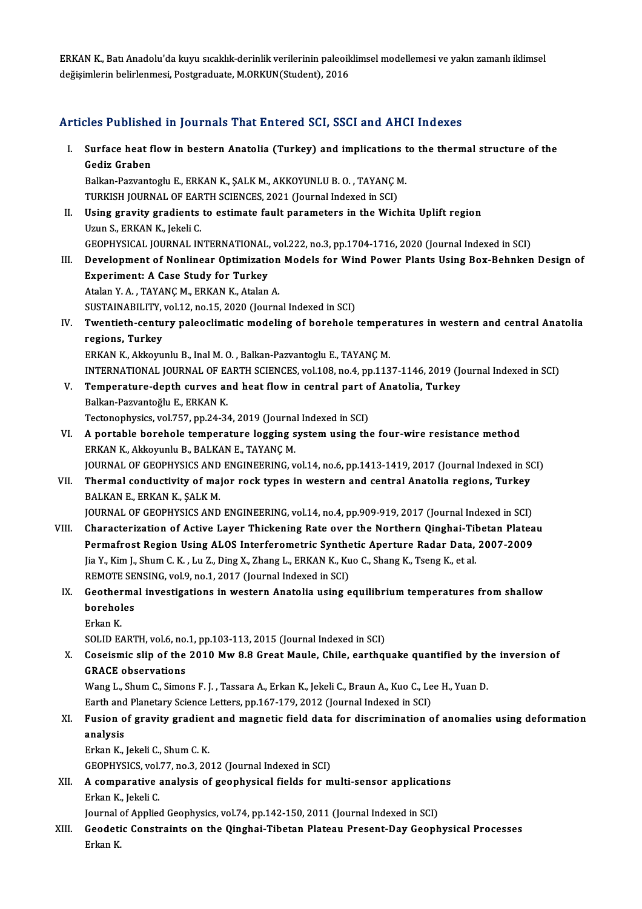ERKAN K., Batı Anadolu'da kuyu sıcaklık-derinlik verilerinin paleoiklimsel modellemesi ve yakın zamanlı iklimsel değişimlerin belirlenmesi, Postgraduate, M.ORKUN(Student), 2016

## Articles Published in Journals That Entered SCI, SSCI and AHCI Indexes

I. **Surface heat flow in bestern Anatolia (Turkey) and implications to the thermal structure of the Gediz Graben**
Balkan-Pazvantoglu E., ERKAN K., ŞALK M., AKKOYUNLU B. O. , TAYANÇ M.
TURKISH JOURNAL OF EARTH SCIENCES, 2021 (Journal Indexed in SCI)

II. **Using gravity gradients to estimate fault parameters in the Wichita Uplift region**
Uzun S., ERKAN K., Jekeli C.
GEOPHYSICAL JOURNAL INTERNATIONAL, vol.222, no.3, pp.1704-1716, 2020 (Journal Indexed in SCI)

III. **Development of Nonlinear Optimization Models for Wind Power Plants Using Box-Behnken Design of Experiment: A Case Study for Turkey**
Atalan Y. A. , TAYANÇ M., ERKAN K., Atalan A.
SUSTAINABILITY, vol.12, no.15, 2020 (Journal Indexed in SCI)

IV. **Twentieth-century paleoclimatic modeling of borehole temperatures in western and central Anatolia regions, Turkey**
ERKAN K., Akkoyunlu B., Inal M. O. , Balkan-Pazvantoglu E., TAYANÇ M.
INTERNATIONAL JOURNAL OF EARTH SCIENCES, vol.108, no.4, pp.1137-1146, 2019 (Journal Indexed in SCI)

V. **Temperature-depth curves and heat flow in central part of Anatolia, Turkey**
Balkan-Pazvantoğlu E., ERKAN K.
Tectonophysics, vol.757, pp.24-34, 2019 (Journal Indexed in SCI)

VI. **A portable borehole temperature logging system using the four-wire resistance method**
ERKAN K., Akkoyunlu B., BALKAN E., TAYANÇ M.
JOURNAL OF GEOPHYSICS AND ENGINEERING, vol.14, no.6, pp.1413-1419, 2017 (Journal Indexed in SCI)

VII. **Thermal conductivity of major rock types in western and central Anatolia regions, Turkey**
BALKAN E., ERKAN K., ŞALK M.
JOURNAL OF GEOPHYSICS AND ENGINEERING, vol.14, no.4, pp.909-919, 2017 (Journal Indexed in SCI)

VIII. **Characterization of Active Layer Thickening Rate over the Northern Qinghai-Tibetan Plateau Permafrost Region Using ALOS Interferometric Synthetic Aperture Radar Data, 2007-2009**
Jia Y., Kim J., Shum C. K. , Lu Z., Ding X., Zhang L., ERKAN K., Kuo C., Shang K., Tseng K., et al.
REMOTE SENSING, vol.9, no.1, 2017 (Journal Indexed in SCI)

IX. **Geothermal investigations in western Anatolia using equilibrium temperatures from shallow boreholes**
Erkan K.
SOLID EARTH, vol.6, no.1, pp.103-113, 2015 (Journal Indexed in SCI)

X. **Coseismic slip of the 2010 Mw 8.8 Great Maule, Chile, earthquake quantified by the inversion of GRACE observations**
Wang L., Shum C., Simons F. J. , Tassara A., Erkan K., Jekeli C., Braun A., Kuo C., Lee H., Yuan D.
Earth and Planetary Science Letters, pp.167-179, 2012 (Journal Indexed in SCI)

XI. **Fusion of gravity gradient and magnetic field data for discrimination of anomalies using deformation analysis**
Erkan K., Jekeli C., Shum C. K.
GEOPHYSICS, vol.77, no.3, 2012 (Journal Indexed in SCI)

XII. **A comparative analysis of geophysical fields for multi-sensor applications**
Erkan K., Jekeli C.
Journal of Applied Geophysics, vol.74, pp.142-150, 2011 (Journal Indexed in SCI)

XIII. **Geodetic Constraints on the Qinghai-Tibetan Plateau Present-Day Geophysical Processes**
Erkan K.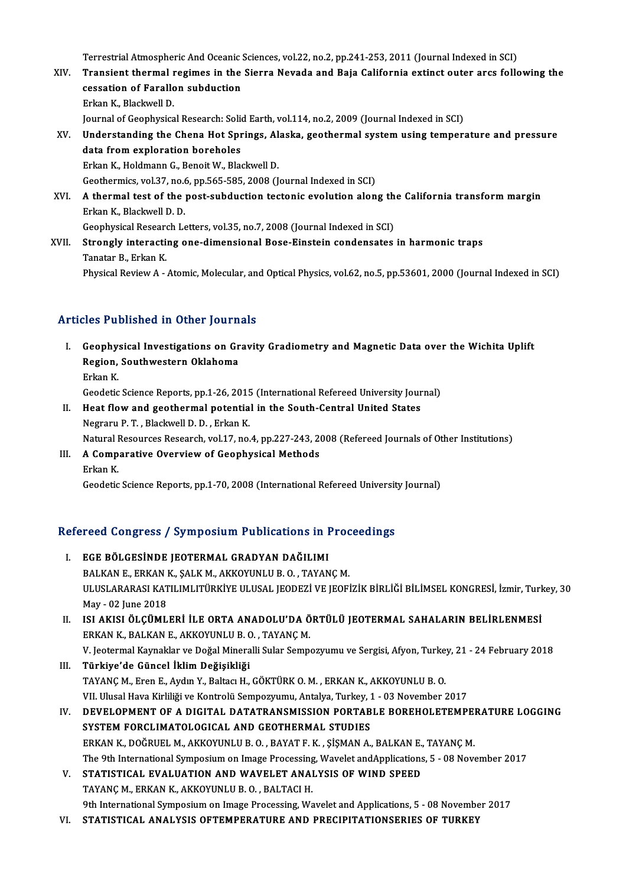Terrestrial Atmospheric And Oceanic Sciences, vol.22, no.2, pp.241-253, 2011 (Journal Indexed in SCI)

XIV. **Transient thermal regimes in the Sierra Nevada and Baja California extinct outer arcs following the cessation of Farallon subduction**
Erkan K., Blackwell D.
Journal of Geophysical Research: Solid Earth, vol.114, no.2, 2009 (Journal Indexed in SCI)

XV. **Understanding the Chena Hot Springs, Alaska, geothermal system using temperature and pressure data from exploration boreholes**
Erkan K., Holdmann G., Benoit W., Blackwell D.
Geothermics, vol.37, no.6, pp.565-585, 2008 (Journal Indexed in SCI)

XVI. **A thermal test of the post-subduction tectonic evolution along the California transform margin**
Erkan K., Blackwell D. D.
Geophysical Research Letters, vol.35, no.7, 2008 (Journal Indexed in SCI)

XVII. **Strongly interacting one-dimensional Bose-Einstein condensates in harmonic traps**
Tanatar B., Erkan K.
Physical Review A - Atomic, Molecular, and Optical Physics, vol.62, no.5, pp.53601, 2000 (Journal Indexed in SCI)

## Articles Published in Other Journals

I. **Geophysical Investigations on Gravity Gradiometry and Magnetic Data over the Wichita Uplift Region, Southwestern Oklahoma**
Erkan K.
Geodetic Science Reports, pp.1-26, 2015 (International Refereed University Journal)

II. **Heat flow and geothermal potential in the South-Central United States**
Negraru P. T. , Blackwell D. D. , Erkan K.
Natural Resources Research, vol.17, no.4, pp.227-243, 2008 (Refereed Journals of Other Institutions)

III. **A Comparative Overview of Geophysical Methods**
Erkan K.
Geodetic Science Reports, pp.1-70, 2008 (International Refereed University Journal)

## Refereed Congress / Symposium Publications in Proceedings

I. **EGE BÖLGESİNDE JEOTERMAL GRADYAN DAĞILIMI**
BALKAN E., ERKAN K., ŞALK M., AKKOYUNLU B. O. , TAYANÇ M.
ULUSLARARASI KATILIMLITÜRKİYE ULUSAL JEODEZİ VE JEOFİZİK BİRLİĞİ BİLİMSEL KONGRESİ, İzmir, Turkey, 30 May - 02 June 2018

II. **ISI AKISI ÖLÇÜMLERİ İLE ORTA ANADOLU'DA ÖRTÜLÜ JEOTERMAL SAHALARIN BELİRLENMESİ**
ERKAN K., BALKAN E., AKKOYUNLU B. O. , TAYANÇ M.
V. Jeotermal Kaynaklar ve Doğal Mineralli Sular Sempozyumu ve Sergisi, Afyon, Turkey, 21 - 24 February 2018

III. **Türkiye'de Güncel İklim Değişikliği**
TAYANÇ M., Eren E., Aydın Y., Baltacı H., GÖKTÜRK O. M. , ERKAN K., AKKOYUNLU B. O.
VII. Ulusal Hava Kirliliği ve Kontrolü Sempozyumu, Antalya, Turkey, 1 - 03 November 2017

IV. **DEVELOPMENT OF A DIGITAL DATATRANSMISSION PORTABLE BOREHOLETEMPERATURE LOGGING SYSTEM FORCLIMATOLOGICAL AND GEOTHERMAL STUDIES**
ERKAN K., DOĞRUEL M., AKKOYUNLU B. O. , BAYAT F. K. , ŞİŞMAN A., BALKAN E., TAYANÇ M.
The 9th International Symposium on Image Processing, Wavelet andApplications, 5 - 08 November 2017

V. **STATISTICAL EVALUATION AND WAVELET ANALYSIS OF WIND SPEED**
TAYANÇ M., ERKAN K., AKKOYUNLU B. O. , BALTACI H.
9th International Symposium on Image Processing, Wavelet and Applications, 5 - 08 November 2017

VI. **STATISTICAL ANALYSIS OFTEMPERATURE AND PRECIPITATIONSERIES OF TURKEY**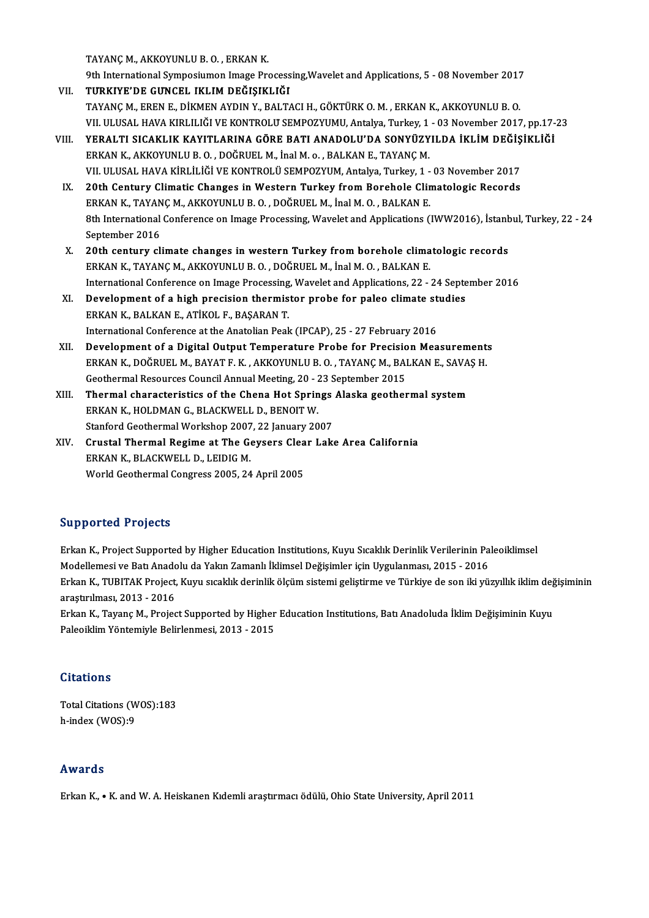TAYANÇ M., AKKOYUNLU B. O. , ERKAN K.
9th International Symposiumon Image Processing,Wavelet and Applications, 5 - 08 November 2017

VII. **TURKIYE'DE GUNCEL IKLIM DEĞIŞIKLIĞI**
TAYANÇ M., EREN E., DİKMEN AYDIN Y., BALTACI H., GÖKTÜRK O. M. , ERKAN K., AKKOYUNLU B. O.
VII. ULUSAL HAVA KIRLILIĞI VE KONTROLU SEMPOZYUMU, Antalya, Turkey, 1 - 03 November 2017, pp.17-23

VIII. **YERALTI SICAKLIK KAYITLARINA GÖRE BATI ANADOLU'DA SONYÜZYILDA İKLİM DEĞİŞİKLİĞİ**
ERKAN K., AKKOYUNLU B. O. , DOĞRUEL M., İnal M. o. , BALKAN E., TAYANÇ M.
VII. ULUSAL HAVA KİRLİLİĞİ VE KONTROLÜ SEMPOZYUM, Antalya, Turkey, 1 - 03 November 2017

IX. **20th Century Climatic Changes in Western Turkey from Borehole Climatologic Records**
ERKAN K., TAYANÇ M., AKKOYUNLU B. O. , DOĞRUEL M., İnal M. O. , BALKAN E.
8th International Conference on Image Processing, Wavelet and Applications (IWW2016), İstanbul, Turkey, 22 - 24 September 2016

X. **20th century climate changes in western Turkey from borehole climatologic records**
ERKAN K., TAYANÇ M., AKKOYUNLU B. O. , DOĞRUEL M., İnal M. O. , BALKAN E.
International Conference on Image Processing, Wavelet and Applications, 22 - 24 September 2016

XI. **Development of a high precision thermistor probe for paleo climate studies**
ERKAN K., BALKAN E., ATİKOL F., BAŞARAN T.
International Conference at the Anatolian Peak (IPCAP), 25 - 27 February 2016

XII. **Development of a Digital Output Temperature Probe for Precision Measurements**
ERKAN K., DOĞRUEL M., BAYAT F. K. , AKKOYUNLU B. O. , TAYANÇ M., BALKAN E., SAVAŞ H.
Geothermal Resources Council Annual Meeting, 20 - 23 September 2015

XIII. **Thermal characteristics of the Chena Hot Springs Alaska geothermal system**
ERKAN K., HOLDMAN G., BLACKWELL D., BENOIT W.
Stanford Geothermal Workshop 2007, 22 January 2007

XIV. **Crustal Thermal Regime at The Geysers Clear Lake Area California**
ERKAN K., BLACKWELL D., LEIDIG M.
World Geothermal Congress 2005, 24 April 2005

## Supported Projects

Erkan K., Project Supported by Higher Education Institutions, Kuyu Sıcaklık Derinlik Verilerinin Paleoiklimsel Modellemesi ve Batı Anadolu da Yakın Zamanlı İklimsel Değişimler için Uygulanması, 2015 - 2016

Erkan K., TUBITAK Project, Kuyu sıcaklık derinlik ölçüm sistemi geliştirme ve Türkiye de son iki yüzyıllık iklim değişiminin araştırılması, 2013 - 2016

Erkan K., Tayanç M., Project Supported by Higher Education Institutions, Batı Anadoluda İklim Değişiminin Kuyu Paleoiklim Yöntemiyle Belirlenmesi, 2013 - 2015

## Citations

Total Citations (WOS):183
h-index (WOS):9

## Awards

Erkan K., • K. and W. A. Heiskanen Kıdemli araştırmacı ödülü, Ohio State University, April 2011